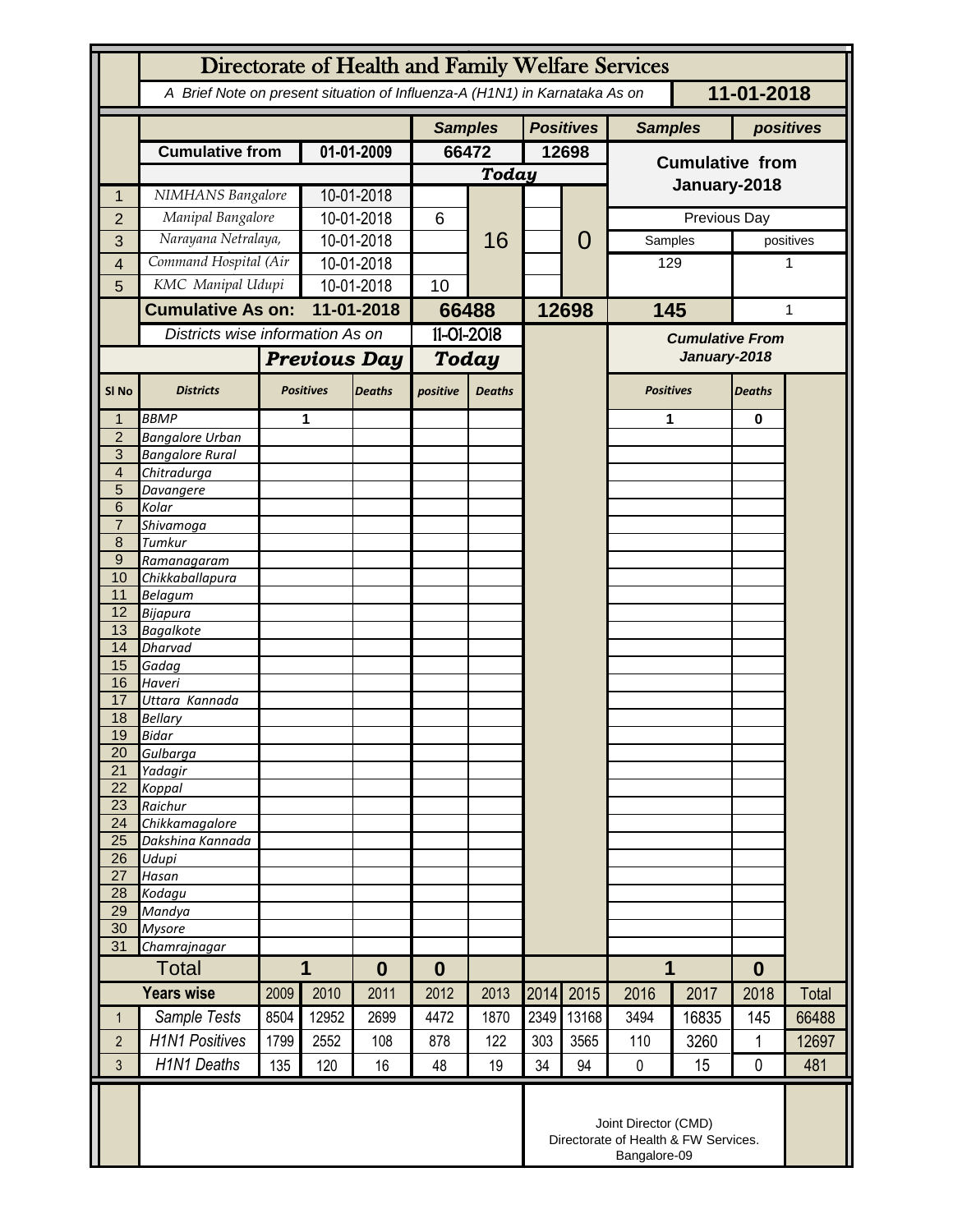# Directorate of Health and Family Welfare Services

*A Brief Note on present situation of Influenza-A (H1N1) in Karnataka As on* **11-01-2018**

| | | | Samples | | Positives | | Samples | positives |
|---|---|---|---|---|---|---|---|---|
| | **Cumulative from** | **01-01-2009** | **66472** | | **12698** | | **Cumulative from January-2018** | |
| | | | ***Today*** | | | | | |
| 1 | *NIMHANS Bangalore* | 10-01-2018 | | 16 | | 0 | | |
| 2 | *Manipal Bangalore* | 10-01-2018 | 6 | | | | Previous Day | |
| 3 | *Narayana Netralaya,* | 10-01-2018 | | | | | Samples | positives |
| 4 | *Command Hospital (Air* | 10-01-2018 | | | | | 129 | 1 |
| 5 | *KMC Manipal Udupi* | 10-01-2018 | 10 | | | | | |
| | **Cumulative As on:** | **11-01-2018** | **66488** | | **12698** | | **145** | 1 |

| Sl No | Districts | Previous Day Positives | Previous Day Deaths | Today positive | Today Deaths | Cumulative From January-2018 Positives | Cumulative From January-2018 Deaths |
|---|---|---|---|---|---|---|---|
| | *Districts wise information As on 11-01-2018* | | | | | | |
| 1 | *BBMP* | 1 | | | | 1 | 0 |
| 2 | *Bangalore Urban* | | | | | | |
| 3 | *Bangalore Rural* | | | | | | |
| 4 | *Chitradurga* | | | | | | |
| 5 | *Davangere* | | | | | | |
| 6 | *Kolar* | | | | | | |
| 7 | *Shivamoga* | | | | | | |
| 8 | *Tumkur* | | | | | | |
| 9 | *Ramanagaram* | | | | | | |
| 10 | *Chikkaballapura* | | | | | | |
| 11 | *Belagum* | | | | | | |
| 12 | *Bijapura* | | | | | | |
| 13 | *Bagalkote* | | | | | | |
| 14 | *Dharvad* | | | | | | |
| 15 | *Gadag* | | | | | | |
| 16 | *Haveri* | | | | | | |
| 17 | *Uttara Kannada* | | | | | | |
| 18 | *Bellary* | | | | | | |
| 19 | *Bidar* | | | | | | |
| 20 | *Gulbarga* | | | | | | |
| 21 | *Yadagir* | | | | | | |
| 22 | *Koppal* | | | | | | |
| 23 | *Raichur* | | | | | | |
| 24 | *Chikkamagalore* | | | | | | |
| 25 | *Dakshina Kannada* | | | | | | |
| 26 | *Udupi* | | | | | | |
| 27 | *Hasan* | | | | | | |
| 28 | *Kodagu* | | | | | | |
| 29 | *Mandya* | | | | | | |
| 30 | *Mysore* | | | | | | |
| 31 | *Chamrajnagar* | | | | | | |
| | **Total** | **1** | **0** | **0** | | **1** | **0** |

| | Years wise | 2009 | 2010 | 2011 | 2012 | 2013 | 2014 | 2015 | 2016 | 2017 | 2018 | Total |
|---|---|---|---|---|---|---|---|---|---|---|---|---|
| 1 | *Sample Tests* | 8504 | 12952 | 2699 | 4472 | 1870 | 2349 | 13168 | 3494 | 16835 | 145 | 66488 |
| 2 | *H1N1 Positives* | 1799 | 2552 | 108 | 878 | 122 | 303 | 3565 | 110 | 3260 | 1 | 12697 |
| 3 | *H1N1 Deaths* | 135 | 120 | 16 | 48 | 19 | 34 | 94 | 0 | 15 | 0 | 481 |

Joint Director (CMD)
Directorate of Health & FW Services.
Bangalore-09